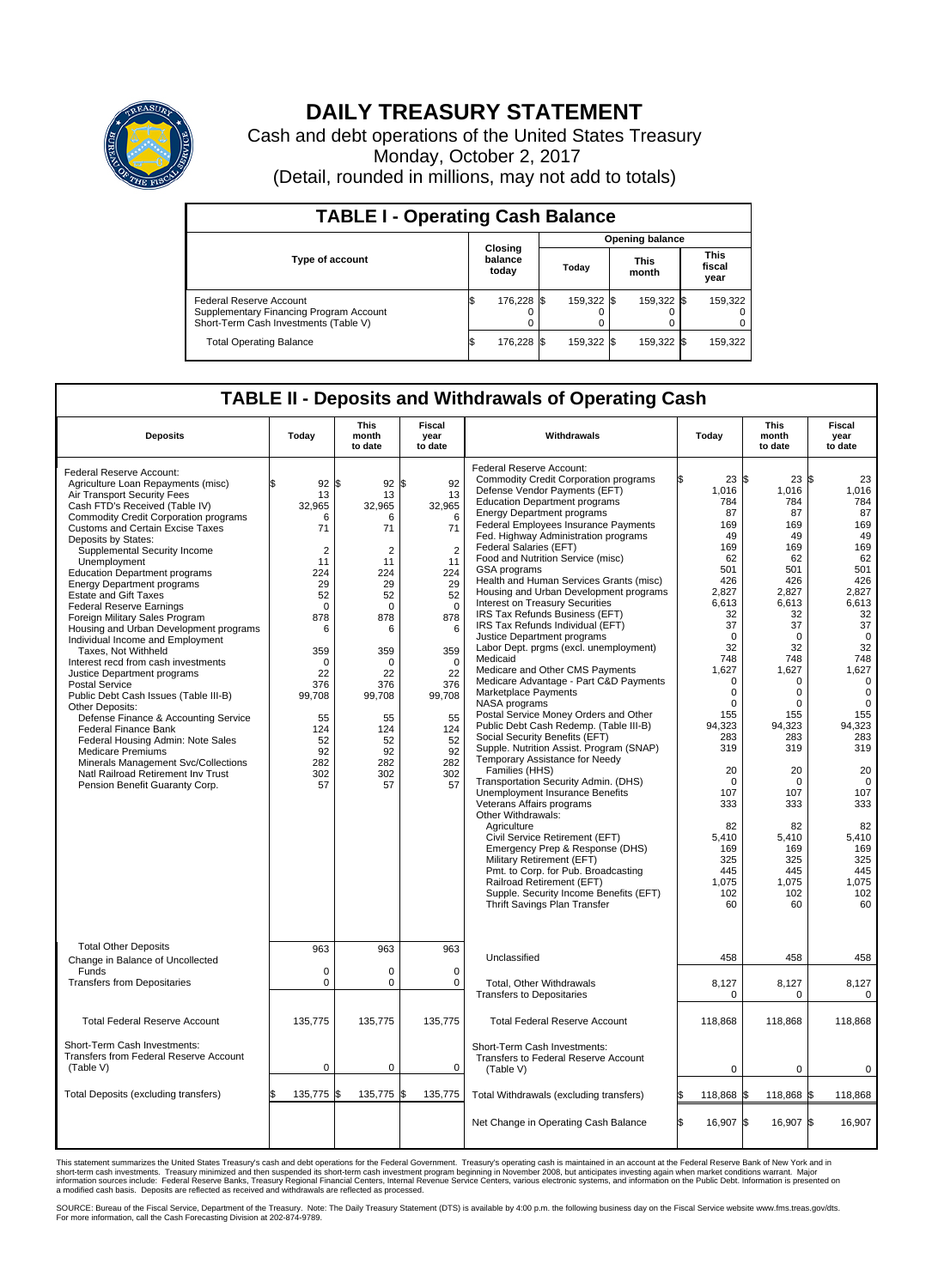# DAILY TREASURY STATEMENT

Cash and debt operations of the United States Treasury

Monday, October 2, 2017

(Detail, rounded in millions, may not add to totals)

## TABLE I - Operating Cash Balance

| Type of account | Closing balance today | Opening balance Today | Opening balance This month | Opening balance This fiscal year |
|---|---|---|---|---|
| Federal Reserve Account | $ 176,228 | $ 159,322 | $ 159,322 | $ 159,322 |
| Supplementary Financing Program Account | 0 | 0 | 0 | 0 |
| Short-Term Cash Investments (Table V) | 0 | 0 | 0 | 0 |
| Total Operating Balance | $ 176,228 | $ 159,322 | $ 159,322 | $ 159,322 |

## TABLE II - Deposits and Withdrawals of Operating Cash

| Deposits | Today | This month to date | Fiscal year to date | Withdrawals | Today | This month to date | Fiscal year to date |
|---|---|---|---|---|---|---|---|
| Federal Reserve Account: | | | | Federal Reserve Account: | | | |
| Agriculture Loan Repayments (misc) | $ 92 | $ 92 | $ 92 | Commodity Credit Corporation programs | $ 23 | $ 23 | $ 23 |
| Air Transport Security Fees | 13 | 13 | 13 | Defense Vendor Payments (EFT) | 1,016 | 1,016 | 1,016 |
| Cash FTD's Received (Table IV) | 32,965 | 32,965 | 32,965 | Education Department programs | 784 | 784 | 784 |
| Commodity Credit Corporation programs | 6 | 6 | 6 | Energy Department programs | 87 | 87 | 87 |
| Customs and Certain Excise Taxes | 71 | 71 | 71 | Federal Employees Insurance Payments | 169 | 169 | 169 |
| Deposits by States: | | | | Fed. Highway Administration programs | 49 | 49 | 49 |
| Supplemental Security Income | 2 | 2 | 2 | Federal Salaries (EFT) | 169 | 169 | 169 |
| Unemployment | 11 | 11 | 11 | Food and Nutrition Service (misc) | 62 | 62 | 62 |
| Education Department programs | 224 | 224 | 224 | GSA programs | 501 | 501 | 501 |
| Energy Department programs | 29 | 29 | 29 | Health and Human Services Grants (misc) | 426 | 426 | 426 |
| Estate and Gift Taxes | 52 | 52 | 52 | Housing and Urban Development programs | 2,827 | 2,827 | 2,827 |
| Federal Reserve Earnings | 0 | 0 | 0 | Interest on Treasury Securities | 6,613 | 6,613 | 6,613 |
| Foreign Military Sales Program | 878 | 878 | 878 | IRS Tax Refunds Business (EFT) | 32 | 32 | 32 |
| Housing and Urban Development programs | 6 | 6 | 6 | IRS Tax Refunds Individual (EFT) | 37 | 37 | 37 |
| Individual Income and Employment Taxes, Not Withheld | 359 | 359 | 359 | Justice Department programs | 0 | 0 | 0 |
| Interest recd from cash investments | 0 | 0 | 0 | Labor Dept. prgms (excl. unemployment) | 32 | 32 | 32 |
| Justice Department programs | 22 | 22 | 22 | Medicaid | 748 | 748 | 748 |
| Postal Service | 376 | 376 | 376 | Medicare and Other CMS Payments | 1,627 | 1,627 | 1,627 |
| Public Debt Cash Issues (Table III-B) | 99,708 | 99,708 | 99,708 | Medicare Advantage - Part C&D Payments | 0 | 0 | 0 |
| Other Deposits: | | | | Marketplace Payments | 0 | 0 | 0 |
| Defense Finance & Accounting Service | 55 | 55 | 55 | NASA programs | 0 | 0 | 0 |
| Federal Finance Bank | 124 | 124 | 124 | Postal Service Money Orders and Other | 155 | 155 | 155 |
| Federal Housing Admin: Note Sales | 52 | 52 | 52 | Public Debt Cash Redemp. (Table III-B) | 94,323 | 94,323 | 94,323 |
| Medicare Premiums | 92 | 92 | 92 | Social Security Benefits (EFT) | 283 | 283 | 283 |
| Minerals Management Svc/Collections | 282 | 282 | 282 | Supple. Nutrition Assist. Program (SNAP) | 319 | 319 | 319 |
| Natl Railroad Retirement Inv Trust | 302 | 302 | 302 | Temporary Assistance for Needy Families (HHS) | 20 | 20 | 20 |
| Pension Benefit Guaranty Corp. | 57 | 57 | 57 | Transportation Security Admin. (DHS) | 0 | 0 | 0 |
| | | | | Unemployment Insurance Benefits | 107 | 107 | 107 |
| | | | | Veterans Affairs programs | 333 | 333 | 333 |
| | | | | Other Withdrawals: | | | |
| | | | | Agriculture | 82 | 82 | 82 |
| | | | | Civil Service Retirement (EFT) | 5,410 | 5,410 | 5,410 |
| | | | | Emergency Prep & Response (DHS) | 169 | 169 | 169 |
| | | | | Military Retirement (EFT) | 325 | 325 | 325 |
| | | | | Pmt. to Corp. for Pub. Broadcasting | 445 | 445 | 445 |
| | | | | Railroad Retirement (EFT) | 1,075 | 1,075 | 1,075 |
| | | | | Supple. Security Income Benefits (EFT) | 102 | 102 | 102 |
| | | | | Thrift Savings Plan Transfer | 60 | 60 | 60 |
| Total Other Deposits | 963 | 963 | 963 | Unclassified | 458 | 458 | 458 |
| Change in Balance of Uncollected Funds | 0 | 0 | 0 | | | | |
| Transfers from Depositaries | 0 | 0 | 0 | Total, Other Withdrawals | 8,127 | 8,127 | 8,127 |
| | | | | Transfers to Depositaries | 0 | 0 | 0 |
| Total Federal Reserve Account | 135,775 | 135,775 | 135,775 | Total Federal Reserve Account | 118,868 | 118,868 | 118,868 |
| Short-Term Cash Investments: Transfers from Federal Reserve Account (Table V) | 0 | 0 | 0 | Short-Term Cash Investments: Transfers to Federal Reserve Account (Table V) | 0 | 0 | 0 |
| Total Deposits (excluding transfers) | $ 135,775 | $ 135,775 | $ 135,775 | Total Withdrawals (excluding transfers) | $ 118,868 | $ 118,868 | $ 118,868 |
| | | | | Net Change in Operating Cash Balance | $ 16,907 | $ 16,907 | $ 16,907 |

This statement summarizes the United States Treasury's cash and debt operations for the Federal Government. Treasury's operating cash is maintained in an account at the Federal Reserve Bank of New York and in short-term cash investments. Treasury minimized and then suspended its short-term cash investment program beginning in November 2008, but anticipates investing again when market conditions warrant. Major information sources include: Federal Reserve Banks, Treasury Regional Financial Centers, Internal Revenue Service Centers, various electronic systems, and information on the Public Debt. Information is presented on a modified cash basis. Deposits are reflected as received and withdrawals are reflected as processed.

SOURCE: Bureau of the Fiscal Service, Department of the Treasury. Note: The Daily Treasury Statement (DTS) is available by 4:00 p.m. the following business day on the Fiscal Service website www.fms.treas.gov/dts. For more information, call the Cash Forecasting Division at 202-874-9789.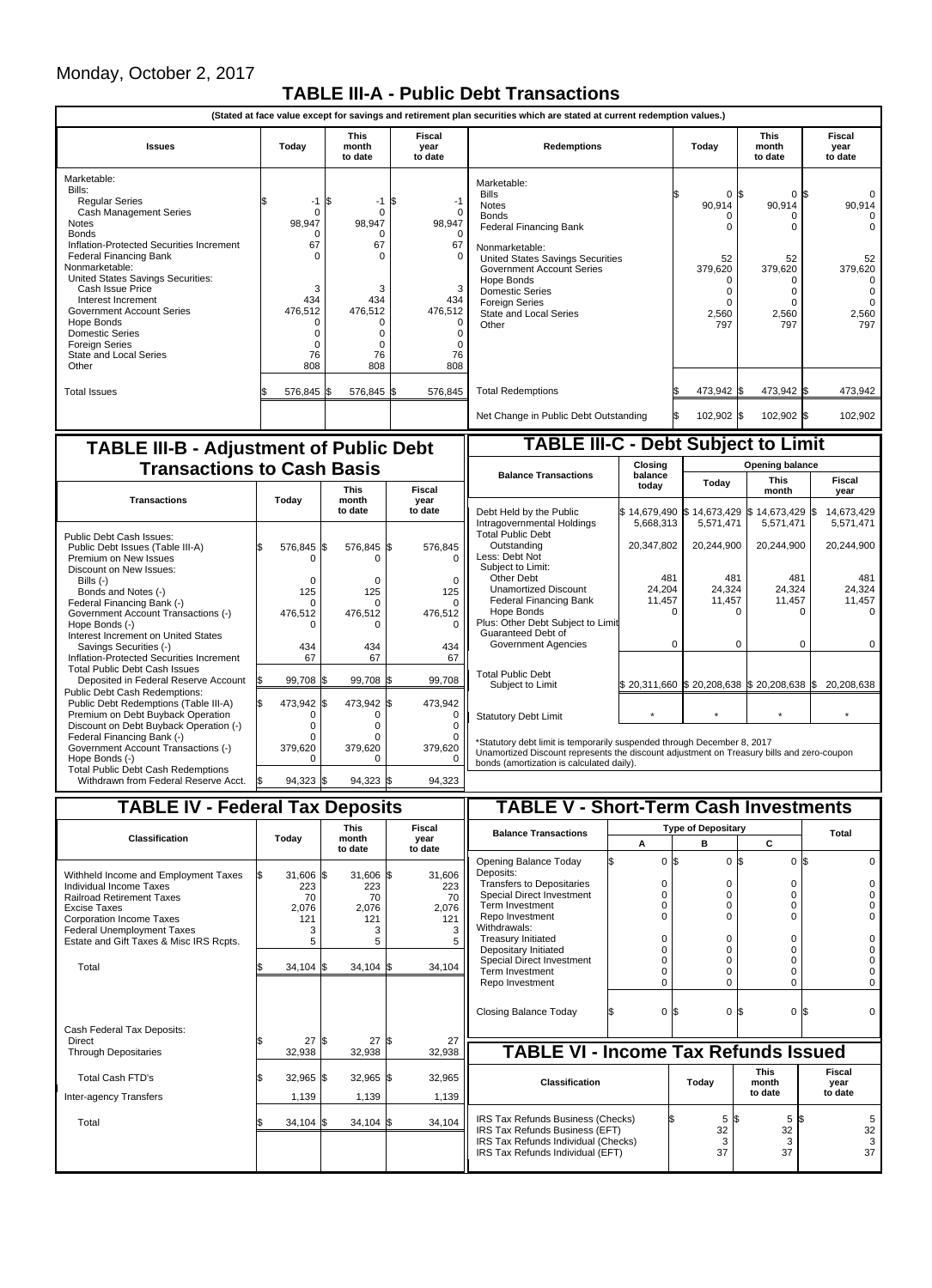Monday, October 2, 2017

# TABLE III-A - Public Debt Transactions

(Stated at face value except for savings and retirement plan securities which are stated at current redemption values.)

| Issues | Today | This month to date | Fiscal year to date |
|---|---|---|---|
| Marketable: | | | |
| Bills: | | | |
| Regular Series | $ -1 | $ -1 | $ -1 |
| Cash Management Series | 0 | 0 | 0 |
| Notes | 98,947 | 98,947 | 98,947 |
| Bonds | 0 | 0 | 0 |
| Inflation-Protected Securities Increment | 67 | 67 | 67 |
| Federal Financing Bank | 0 | 0 | 0 |
| Nonmarketable: | | | |
| United States Savings Securities: | | | |
| Cash Issue Price | 3 | 3 | 3 |
| Interest Increment | 434 | 434 | 434 |
| Government Account Series | 476,512 | 476,512 | 476,512 |
| Hope Bonds | 0 | 0 | 0 |
| Domestic Series | 0 | 0 | 0 |
| Foreign Series | 0 | 0 | 0 |
| State and Local Series | 76 | 76 | 76 |
| Other | 808 | 808 | 808 |
| Total Issues | $ 576,845 | $ 576,845 | $ 576,845 |

| Redemptions | Today | This month to date | Fiscal year to date |
|---|---|---|---|
| Marketable: | | | |
| Bills | $ 0 | $ 0 | $ 0 |
| Notes | 90,914 | 90,914 | 90,914 |
| Bonds | 0 | 0 | 0 |
| Federal Financing Bank | 0 | 0 | 0 |
| Nonmarketable: | | | |
| United States Savings Securities | 52 | 52 | 52 |
| Government Account Series | 379,620 | 379,620 | 379,620 |
| Hope Bonds | 0 | 0 | 0 |
| Domestic Series | 0 | 0 | 0 |
| Foreign Series | 0 | 0 | 0 |
| State and Local Series | 2,560 | 2,560 | 2,560 |
| Other | 797 | 797 | 797 |
| Total Redemptions | $ 473,942 | $ 473,942 | $ 473,942 |
| Net Change in Public Debt Outstanding | $ 102,902 | $ 102,902 | $ 102,902 |

# TABLE III-B - Adjustment of Public Debt Transactions to Cash Basis

| Transactions | Today | This month to date | Fiscal year to date |
|---|---|---|---|
| Public Debt Cash Issues: | | | |
| Public Debt Issues (Table III-A) | $ 576,845 | $ 576,845 | $ 576,845 |
| Premium on New Issues | 0 | 0 | 0 |
| Discount on New Issues: | | | |
| Bills (-) | 0 | 0 | 0 |
| Bonds and Notes (-) | 125 | 125 | 125 |
| Federal Financing Bank (-) | 0 | 0 | 0 |
| Government Account Transactions (-) | 476,512 | 476,512 | 476,512 |
| Hope Bonds (-) | 0 | 0 | 0 |
| Interest Increment on United States Savings Securities (-) | 434 | 434 | 434 |
| Inflation-Protected Securities Increment | 67 | 67 | 67 |
| Total Public Debt Cash Issues Deposited in Federal Reserve Account | $ 99,708 | $ 99,708 | $ 99,708 |
| Public Debt Cash Redemptions: | | | |
| Public Debt Redemptions (Table III-A) | $ 473,942 | $ 473,942 | $ 473,942 |
| Premium on Debt Buyback Operation | 0 | 0 | 0 |
| Discount on Debt Buyback Operation (-) | 0 | 0 | 0 |
| Federal Financing Bank (-) | 0 | 0 | 0 |
| Government Account Transactions (-) | 379,620 | 379,620 | 379,620 |
| Hope Bonds (-) | 0 | 0 | 0 |
| Total Public Debt Cash Redemptions Withdrawn from Federal Reserve Acct. | $ 94,323 | $ 94,323 | $ 94,323 |

# TABLE III-C - Debt Subject to Limit

| Balance Transactions | Closing balance today | Opening balance Today | Opening balance This month | Opening balance Fiscal year |
|---|---|---|---|---|
| Debt Held by the Public | $ 14,679,490 | $ 14,673,429 | $ 14,673,429 | $ 14,673,429 |
| Intragovernmental Holdings | 5,668,313 | 5,571,471 | 5,571,471 | 5,571,471 |
| Total Public Debt Outstanding | 20,347,802 | 20,244,900 | 20,244,900 | 20,244,900 |
| Less: Debt Not Subject to Limit: | | | | |
| Other Debt | 481 | 481 | 481 | 481 |
| Unamortized Discount | 24,204 | 24,324 | 24,324 | 24,324 |
| Federal Financing Bank | 11,457 | 11,457 | 11,457 | 11,457 |
| Hope Bonds | 0 | 0 | 0 | 0 |
| Plus: Other Debt Subject to Limit | | | | |
| Guaranteed Debt of Government Agencies | 0 | 0 | 0 | 0 |
| Total Public Debt Subject to Limit | $ 20,311,660 | $ 20,208,638 | $ 20,208,638 | $ 20,208,638 |
| Statutory Debt Limit | * | * | * | * |

*Statutory debt limit is temporarily suspended through December 8, 2017
Unamortized Discount represents the discount adjustment on Treasury bills and zero-coupon bonds (amortization is calculated daily).

# TABLE IV - Federal Tax Deposits

| Classification | Today | This month to date | Fiscal year to date |
|---|---|---|---|
| Withheld Income and Employment Taxes | $ 31,606 | $ 31,606 | $ 31,606 |
| Individual Income Taxes | 223 | 223 | 223 |
| Railroad Retirement Taxes | 70 | 70 | 70 |
| Excise Taxes | 2,076 | 2,076 | 2,076 |
| Corporation Income Taxes | 121 | 121 | 121 |
| Federal Unemployment Taxes | 3 | 3 | 3 |
| Estate and Gift Taxes & Misc IRS Rcpts. | 5 | 5 | 5 |
| Total | $ 34,104 | $ 34,104 | $ 34,104 |
| Cash Federal Tax Deposits: | | | |
| Direct | $ 27 | $ 27 | $ 27 |
| Through Depositaries | 32,938 | 32,938 | 32,938 |
| Total Cash FTD's | $ 32,965 | $ 32,965 | $ 32,965 |
| Inter-agency Transfers | 1,139 | 1,139 | 1,139 |
| Total | $ 34,104 | $ 34,104 | $ 34,104 |

# TABLE V - Short-Term Cash Investments

| Balance Transactions | Type of Depositary A | Type of Depositary B | Type of Depositary C | Total |
|---|---|---|---|---|
| Opening Balance Today | $ 0 | $ 0 | $ 0 | $ 0 |
| Deposits: | | | | |
| Transfers to Depositaries | 0 | 0 | 0 | 0 |
| Special Direct Investment | 0 | 0 | 0 | 0 |
| Term Investment | 0 | 0 | 0 | 0 |
| Repo Investment | 0 | 0 | 0 | 0 |
| Withdrawals: | | | | |
| Treasury Initiated | 0 | 0 | 0 | 0 |
| Depositary Initiated | 0 | 0 | 0 | 0 |
| Special Direct Investment | 0 | 0 | 0 | 0 |
| Term Investment | 0 | 0 | 0 | 0 |
| Repo Investment | 0 | 0 | 0 | 0 |
| Closing Balance Today | $ 0 | $ 0 | $ 0 | $ 0 |

# TABLE VI - Income Tax Refunds Issued

| Classification | Today | This month to date | Fiscal year to date |
|---|---|---|---|
| IRS Tax Refunds Business (Checks) | $ 5 | $ 5 | $ 5 |
| IRS Tax Refunds Business (EFT) | 32 | 32 | 32 |
| IRS Tax Refunds Individual (Checks) | 3 | 3 | 3 |
| IRS Tax Refunds Individual (EFT) | 37 | 37 | 37 |